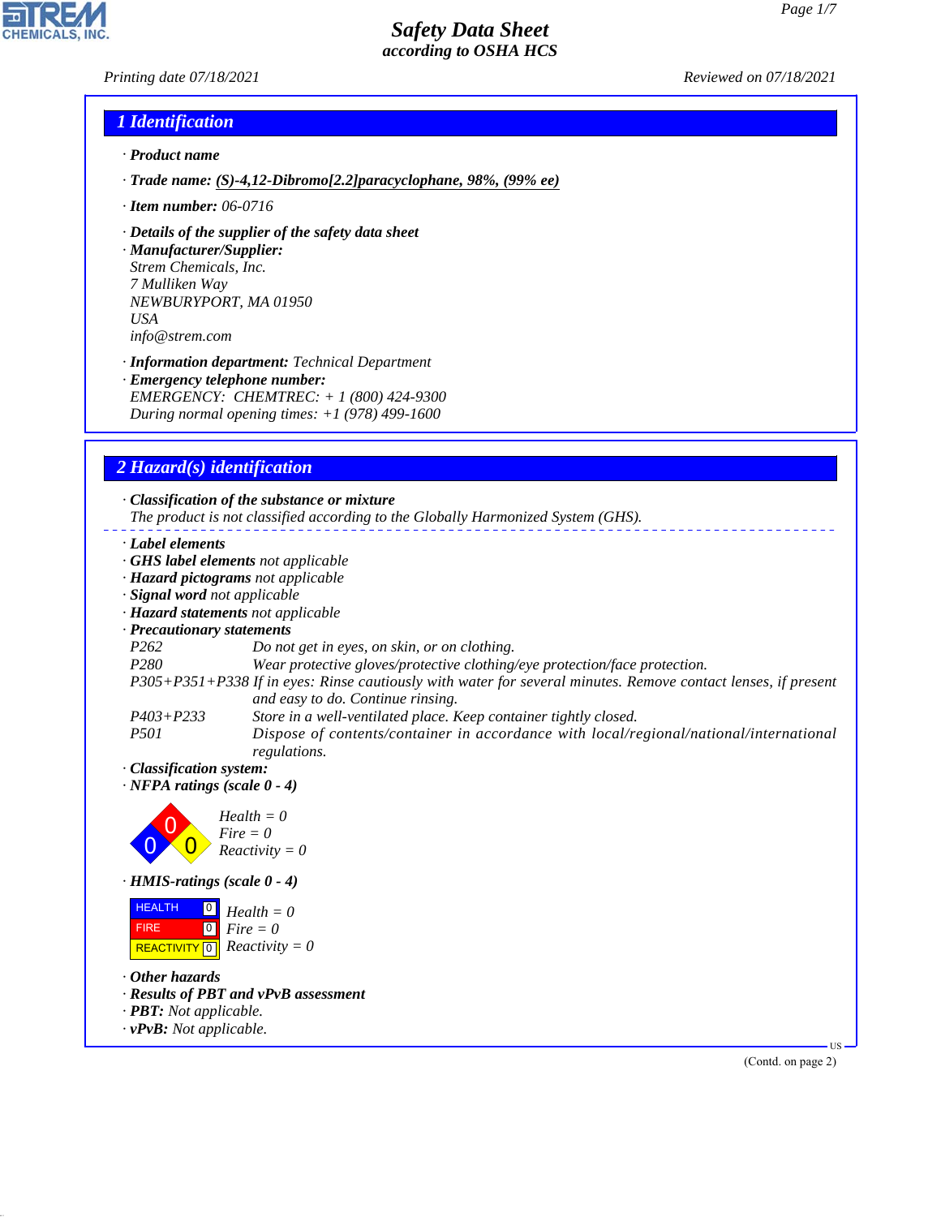# Safety Data Sheet
### according to OSHA HCS

Printing date 07/18/2021 Reviewed on 07/18/2021

## 1 Identification

· **Product name**

· **Trade name:** **(S)-4,12-Dibromo[2.2]paracyclophane, 98%, (99% ee)**

· **Item number:** 06-0716

· **Details of the supplier of the safety data sheet**
· **Manufacturer/Supplier:**
Strem Chemicals, Inc.
7 Mulliken Way
NEWBURYPORT, MA 01950
USA
info@strem.com

· **Information department:** Technical Department
· **Emergency telephone number:**
EMERGENCY: CHEMTREC: + 1 (800) 424-9300
During normal opening times: +1 (978) 499-1600

## 2 Hazard(s) identification

· **Classification of the substance or mixture**
The product is not classified according to the Globally Harmonized System (GHS).

· **Label elements**
· **GHS label elements** not applicable
· **Hazard pictograms** not applicable
· **Signal word** not applicable
· **Hazard statements** not applicable
· **Precautionary statements**

| | |
|---|---|
| P262 | Do not get in eyes, on skin, or on clothing. |
| P280 | Wear protective gloves/protective clothing/eye protection/face protection. |
| P305+P351+P338 | If in eyes: Rinse cautiously with water for several minutes. Remove contact lenses, if present and easy to do. Continue rinsing. |
| P403+P233 | Store in a well-ventilated place. Keep container tightly closed. |
| P501 | Dispose of contents/container in accordance with local/regional/national/international regulations. |

· **Classification system:**
· **NFPA ratings (scale 0 - 4)**

Health = 0
Fire = 0
Reactivity = 0

· **HMIS-ratings (scale 0 - 4)**

| | | |
|---|---|---|
| HEALTH | 0 | Health = 0 |
| FIRE | 0 | Fire = 0 |
| REACTIVITY | 0 | Reactivity = 0 |

· **Other hazards**
· **Results of PBT and vPvB assessment**
· **PBT:** Not applicable.
· **vPvB:** Not applicable.

(Contd. on page 2)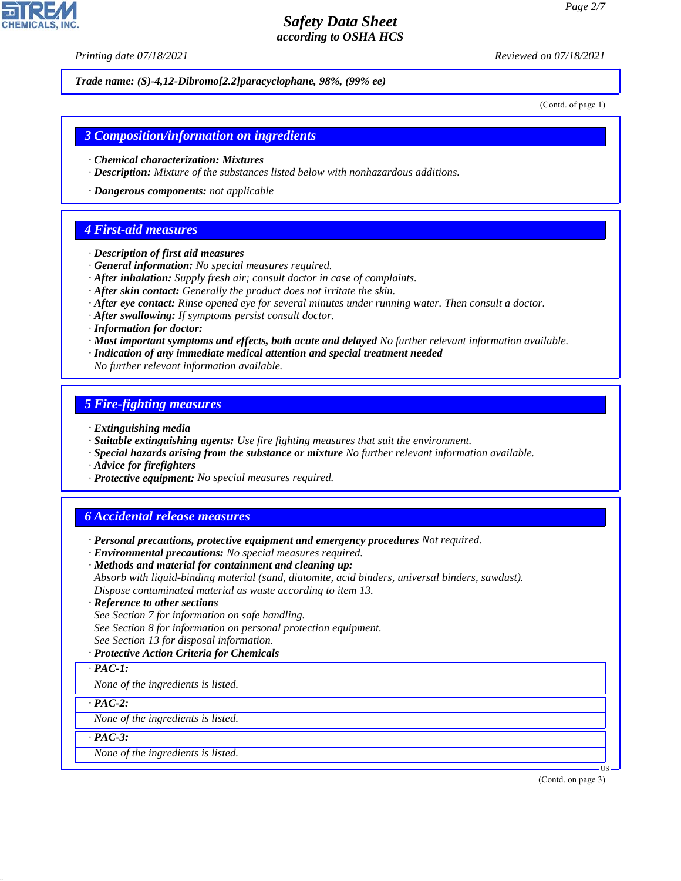*Trade name: (S)-4,12-Dibromo[2.2]paracyclophane, 98%, (99% ee)*

(Contd. of page 1)

## 3 Composition/information on ingredients

· ***Chemical characterization: Mixtures***
· ***Description:*** *Mixture of the substances listed below with nonhazardous additions.*

· ***Dangerous components:*** *not applicable*

## 4 First-aid measures

· ***Description of first aid measures***
· ***General information:*** *No special measures required.*
· ***After inhalation:*** *Supply fresh air; consult doctor in case of complaints.*
· ***After skin contact:*** *Generally the product does not irritate the skin.*
· ***After eye contact:*** *Rinse opened eye for several minutes under running water. Then consult a doctor.*
· ***After swallowing:*** *If symptoms persist consult doctor.*
· ***Information for doctor:***
· ***Most important symptoms and effects, both acute and delayed*** *No further relevant information available.*
· ***Indication of any immediate medical attention and special treatment needed***
*No further relevant information available.*

## 5 Fire-fighting measures

· ***Extinguishing media***
· ***Suitable extinguishing agents:*** *Use fire fighting measures that suit the environment.*
· ***Special hazards arising from the substance or mixture*** *No further relevant information available.*
· ***Advice for firefighters***
· ***Protective equipment:*** *No special measures required.*

## 6 Accidental release measures

· ***Personal precautions, protective equipment and emergency procedures*** *Not required.*
· ***Environmental precautions:*** *No special measures required.*
· ***Methods and material for containment and cleaning up:***
*Absorb with liquid-binding material (sand, diatomite, acid binders, universal binders, sawdust).*
*Dispose contaminated material as waste according to item 13.*
· ***Reference to other sections***
*See Section 7 for information on safe handling.*
*See Section 8 for information on personal protection equipment.*
*See Section 13 for disposal information.*
· ***Protective Action Criteria for Chemicals***

· ***PAC-1:***

*None of the ingredients is listed.*

· ***PAC-2:***

*None of the ingredients is listed.*

· ***PAC-3:***

*None of the ingredients is listed.*

US

(Contd. on page 3)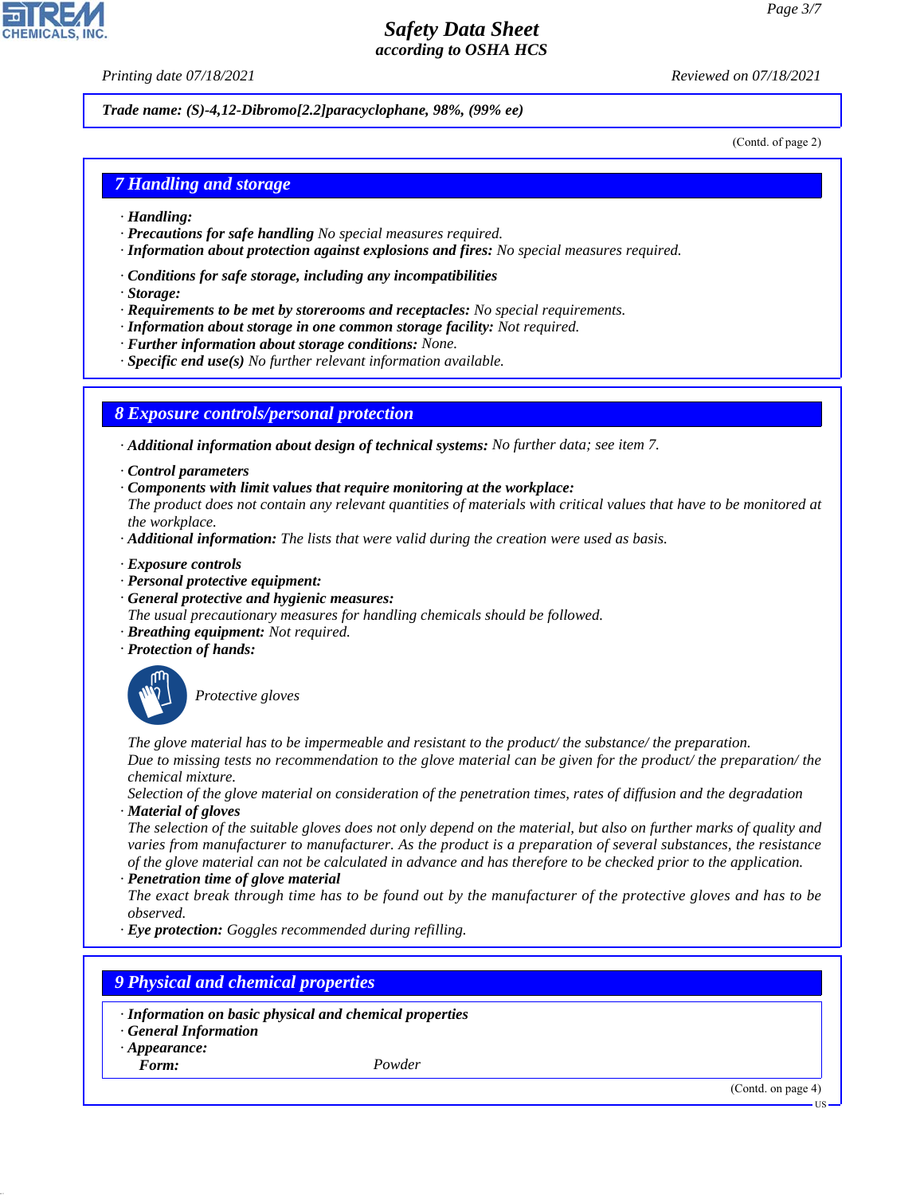Trade name: (S)-4,12-Dibromo[2.2]paracyclophane, 98%, (99% ee)

(Contd. of page 2)

## 7 Handling and storage

· **Handling:**
· **Precautions for safe handling** No special measures required.
· **Information about protection against explosions and fires:** No special measures required.

· **Conditions for safe storage, including any incompatibilities**
· **Storage:**
· **Requirements to be met by storerooms and receptacles:** No special requirements.
· **Information about storage in one common storage facility:** Not required.
· **Further information about storage conditions:** None.
· **Specific end use(s)** No further relevant information available.

## 8 Exposure controls/personal protection

· **Additional information about design of technical systems:** No further data; see item 7.

· **Control parameters**
· **Components with limit values that require monitoring at the workplace:**
The product does not contain any relevant quantities of materials with critical values that have to be monitored at the workplace.
· **Additional information:** The lists that were valid during the creation were used as basis.

· **Exposure controls**
· **Personal protective equipment:**
· **General protective and hygienic measures:**
The usual precautionary measures for handling chemicals should be followed.
· **Breathing equipment:** Not required.
· **Protection of hands:**

Protective gloves

The glove material has to be impermeable and resistant to the product/ the substance/ the preparation.
Due to missing tests no recommendation to the glove material can be given for the product/ the preparation/ the chemical mixture.
Selection of the glove material on consideration of the penetration times, rates of diffusion and the degradation
· **Material of gloves**
The selection of the suitable gloves does not only depend on the material, but also on further marks of quality and varies from manufacturer to manufacturer. As the product is a preparation of several substances, the resistance of the glove material can not be calculated in advance and has therefore to be checked prior to the application.
· **Penetration time of glove material**
The exact break through time has to be found out by the manufacturer of the protective gloves and has to be observed.
· **Eye protection:** Goggles recommended during refilling.

## 9 Physical and chemical properties

· **Information on basic physical and chemical properties**
· **General Information**
· **Appearance:**
**Form:** Powder

(Contd. on page 4)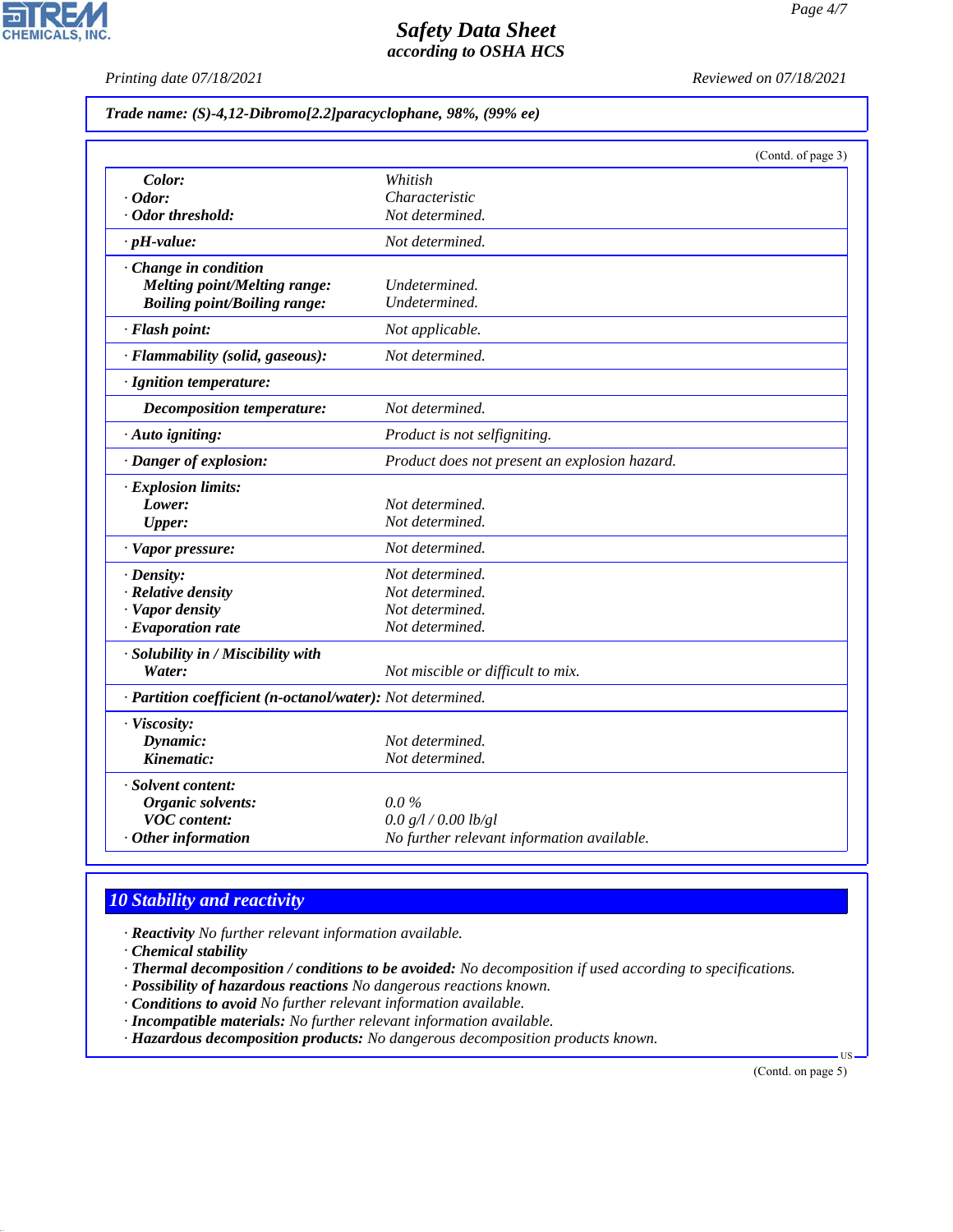**Trade name: (S)-4,12-Dibromo[2.2]paracyclophane, 98%, (99% ee)**

(Contd. of page 3)

| | |
|---|---|
| **Color:** | Whitish |
| · **Odor:** | Characteristic |
| · **Odor threshold:** | Not determined. |
| · **pH-value:** | Not determined. |
| · **Change in condition** | |
| **Melting point/Melting range:** | Undetermined. |
| **Boiling point/Boiling range:** | Undetermined. |
| · **Flash point:** | Not applicable. |
| · **Flammability (solid, gaseous):** | Not determined. |
| · **Ignition temperature:** | |
| **Decomposition temperature:** | Not determined. |
| · **Auto igniting:** | Product is not selfigniting. |
| · **Danger of explosion:** | Product does not present an explosion hazard. |
| · **Explosion limits:** | |
| **Lower:** | Not determined. |
| **Upper:** | Not determined. |
| · **Vapor pressure:** | Not determined. |
| · **Density:** | Not determined. |
| · **Relative density** | Not determined. |
| · **Vapor density** | Not determined. |
| · **Evaporation rate** | Not determined. |
| · **Solubility in / Miscibility with** | |
| **Water:** | Not miscible or difficult to mix. |
| · **Partition coefficient (n-octanol/water):** | Not determined. |
| · **Viscosity:** | |
| **Dynamic:** | Not determined. |
| **Kinematic:** | Not determined. |
| · **Solvent content:** | |
| **Organic solvents:** | 0.0 % |
| **VOC content:** | 0.0 g/l / 0.00 lb/gl |
| · **Other information** | No further relevant information available. |

## 10 Stability and reactivity

· **Reactivity** No further relevant information available.
· **Chemical stability**
· **Thermal decomposition / conditions to be avoided:** No decomposition if used according to specifications.
· **Possibility of hazardous reactions** No dangerous reactions known.
· **Conditions to avoid** No further relevant information available.
· **Incompatible materials:** No further relevant information available.
· **Hazardous decomposition products:** No dangerous decomposition products known.

(Contd. on page 5)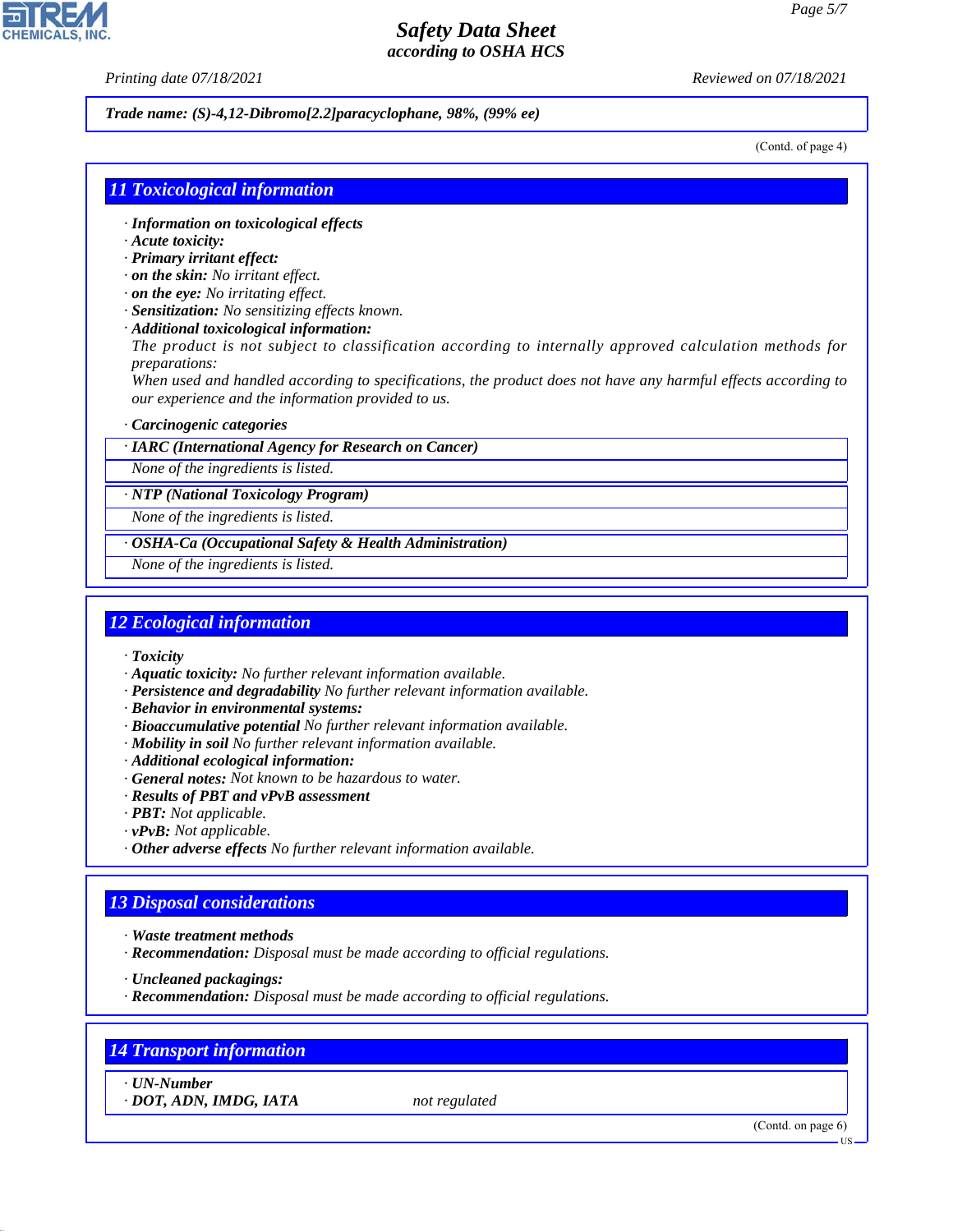*Trade name: (S)-4,12-Dibromo[2.2]paracyclophane, 98%, (99% ee)*

(Contd. of page 4)

## 11 Toxicological information

- · ***Information on toxicological effects***
- · ***Acute toxicity:***
- · ***Primary irritant effect:***
- · ***on the skin:*** *No irritant effect.*
- · ***on the eye:*** *No irritating effect.*
- · ***Sensitization:*** *No sensitizing effects known.*
- · ***Additional toxicological information:***
  *The product is not subject to classification according to internally approved calculation methods for preparations:*
  *When used and handled according to specifications, the product does not have any harmful effects according to our experience and the information provided to us.*
- · ***Carcinogenic categories***

| · **IARC (International Agency for Research on Cancer)** |
|---|
| *None of the ingredients is listed.* |

| · **NTP (National Toxicology Program)** |
|---|
| *None of the ingredients is listed.* |

| · **OSHA-Ca (Occupational Safety & Health Administration)** |
|---|
| *None of the ingredients is listed.* |

## 12 Ecological information

- · ***Toxicity***
- · ***Aquatic toxicity:*** *No further relevant information available.*
- · ***Persistence and degradability*** *No further relevant information available.*
- · ***Behavior in environmental systems:***
- · ***Bioaccumulative potential*** *No further relevant information available.*
- · ***Mobility in soil*** *No further relevant information available.*
- · ***Additional ecological information:***
- · ***General notes:*** *Not known to be hazardous to water.*
- · ***Results of PBT and vPvB assessment***
- · ***PBT:*** *Not applicable.*
- · ***vPvB:*** *Not applicable.*
- · ***Other adverse effects*** *No further relevant information available.*

## 13 Disposal considerations

- · ***Waste treatment methods***
- · ***Recommendation:*** *Disposal must be made according to official regulations.*
- · ***Uncleaned packagings:***
- · ***Recommendation:*** *Disposal must be made according to official regulations.*

## 14 Transport information

| · **UN-Number** | |
|---|---|
| · **DOT, ADN, IMDG, IATA** | *not regulated* |

(Contd. on page 6)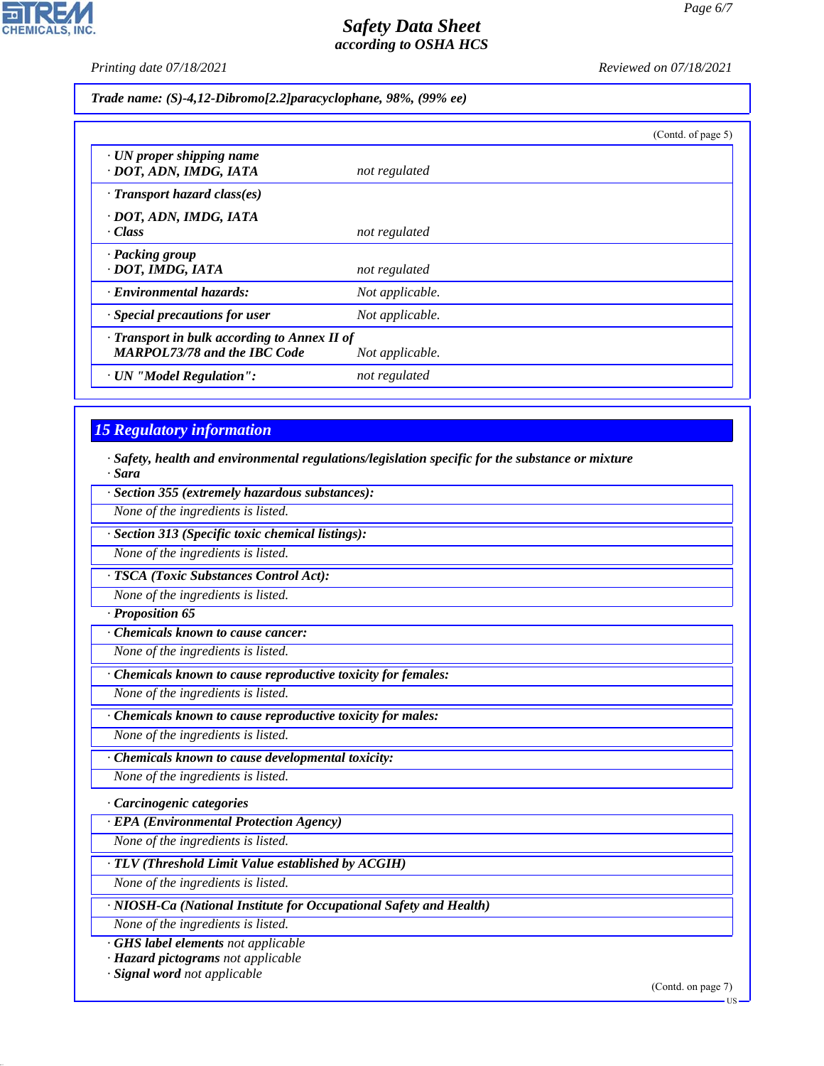*Safety Data Sheet*
*according to OSHA HCS*

*Printing date 07/18/2021* *Reviewed on 07/18/2021*

**Trade name: (S)-4,12-Dibromo[2.2]paracyclophane, 98%, (99% ee)**

(Contd. of page 5)

| | |
|---|---|
| · **UN proper shipping name** · **DOT, ADN, IMDG, IATA** | *not regulated* |
| · **Transport hazard class(es)** | |
| · **DOT, ADN, IMDG, IATA** · **Class** | *not regulated* |
| · **Packing group** · **DOT, IMDG, IATA** | *not regulated* |
| · **Environmental hazards:** | *Not applicable.* |
| · **Special precautions for user** | *Not applicable.* |
| · **Transport in bulk according to Annex II of MARPOL73/78 and the IBC Code** | *Not applicable.* |
| · **UN "Model Regulation":** | *not regulated* |

## 15 Regulatory information

· **Safety, health and environmental regulations/legislation specific for the substance or mixture**
· **Sara**

· **Section 355 (extremely hazardous substances):**
*None of the ingredients is listed.*

· **Section 313 (Specific toxic chemical listings):**
*None of the ingredients is listed.*

· **TSCA (Toxic Substances Control Act):**
*None of the ingredients is listed.*

· **Proposition 65**

· **Chemicals known to cause cancer:**
*None of the ingredients is listed.*

· **Chemicals known to cause reproductive toxicity for females:**
*None of the ingredients is listed.*

· **Chemicals known to cause reproductive toxicity for males:**
*None of the ingredients is listed.*

· **Chemicals known to cause developmental toxicity:**
*None of the ingredients is listed.*

· **Carcinogenic categories**

· **EPA (Environmental Protection Agency)**
*None of the ingredients is listed.*

· **TLV (Threshold Limit Value established by ACGIH)**
*None of the ingredients is listed.*

· **NIOSH-Ca (National Institute for Occupational Safety and Health)**
*None of the ingredients is listed.*

· **GHS label elements** *not applicable*
· **Hazard pictograms** *not applicable*
· **Signal word** *not applicable*

(Contd. on page 7)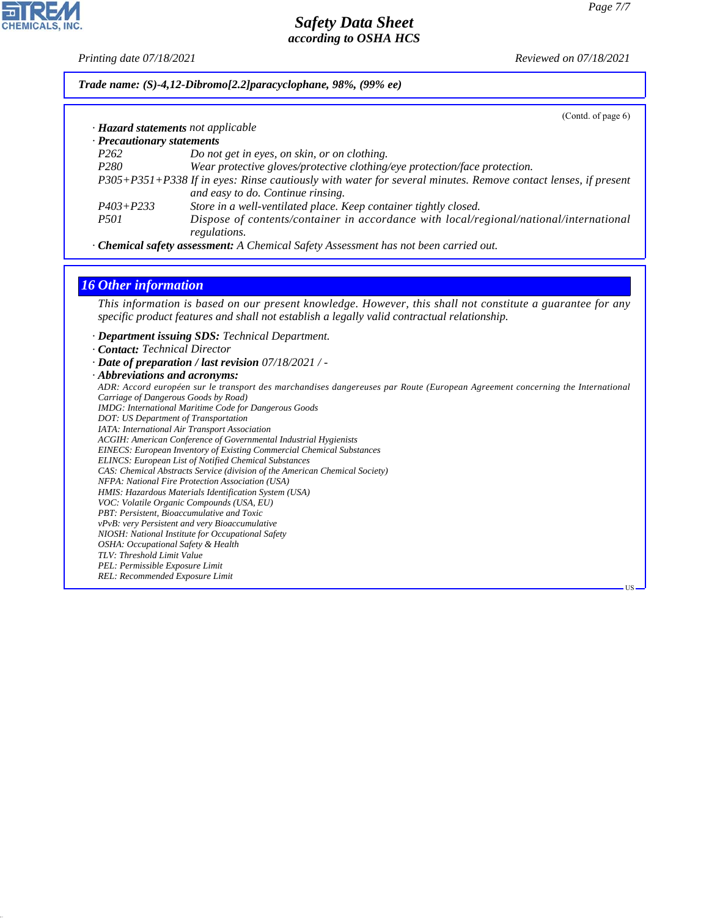Trade name: (S)-4,12-Dibromo[2.2]paracyclophane, 98%, (99% ee)

(Contd. of page 6)

· **Hazard statements** not applicable
· **Precautionary statements**

| | |
|---|---|
| P262 | Do not get in eyes, on skin, or on clothing. |
| P280 | Wear protective gloves/protective clothing/eye protection/face protection. |
| P305+P351+P338 | If in eyes: Rinse cautiously with water for several minutes. Remove contact lenses, if present and easy to do. Continue rinsing. |
| P403+P233 | Store in a well-ventilated place. Keep container tightly closed. |
| P501 | Dispose of contents/container in accordance with local/regional/national/international regulations. |

· **Chemical safety assessment:** A Chemical Safety Assessment has not been carried out.

## 16 Other information

This information is based on our present knowledge. However, this shall not constitute a guarantee for any specific product features and shall not establish a legally valid contractual relationship.

· **Department issuing SDS:** Technical Department.
· **Contact:** Technical Director
· **Date of preparation / last revision** 07/18/2021 / -
· **Abbreviations and acronyms:**

ADR: Accord européen sur le transport des marchandises dangereuses par Route (European Agreement concerning the International Carriage of Dangerous Goods by Road)
IMDG: International Maritime Code for Dangerous Goods
DOT: US Department of Transportation
IATA: International Air Transport Association
ACGIH: American Conference of Governmental Industrial Hygienists
EINECS: European Inventory of Existing Commercial Chemical Substances
ELINCS: European List of Notified Chemical Substances
CAS: Chemical Abstracts Service (division of the American Chemical Society)
NFPA: National Fire Protection Association (USA)
HMIS: Hazardous Materials Identification System (USA)
VOC: Volatile Organic Compounds (USA, EU)
PBT: Persistent, Bioaccumulative and Toxic
vPvB: very Persistent and very Bioaccumulative
NIOSH: National Institute for Occupational Safety
OSHA: Occupational Safety & Health
TLV: Threshold Limit Value
PEL: Permissible Exposure Limit
REL: Recommended Exposure Limit